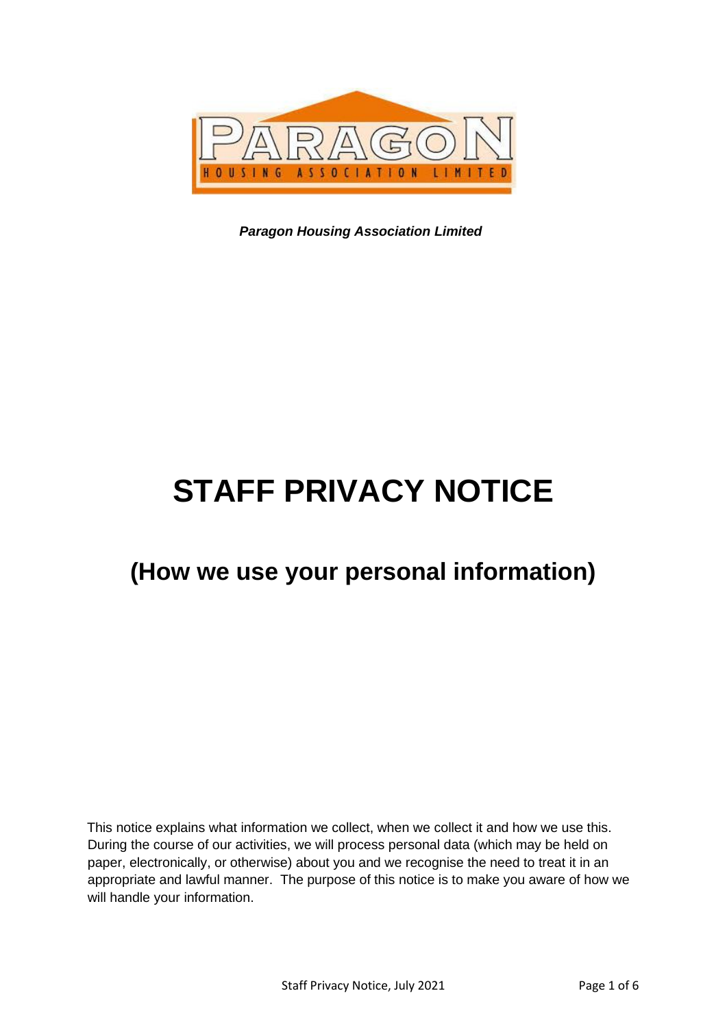*Paragon Housing Association Limited*

# STAFF PRIVACY NOTICE

## (How we use your personal information)

This notice explains what information we collect, when we collect it and how we use this. During the course of our activities, we will process personal data (which may be held on paper, electronically, or otherwise) about you and we recognise the need to treat it in an appropriate and lawful manner. The purpose of this notice is to make you aware of how we will handle your information.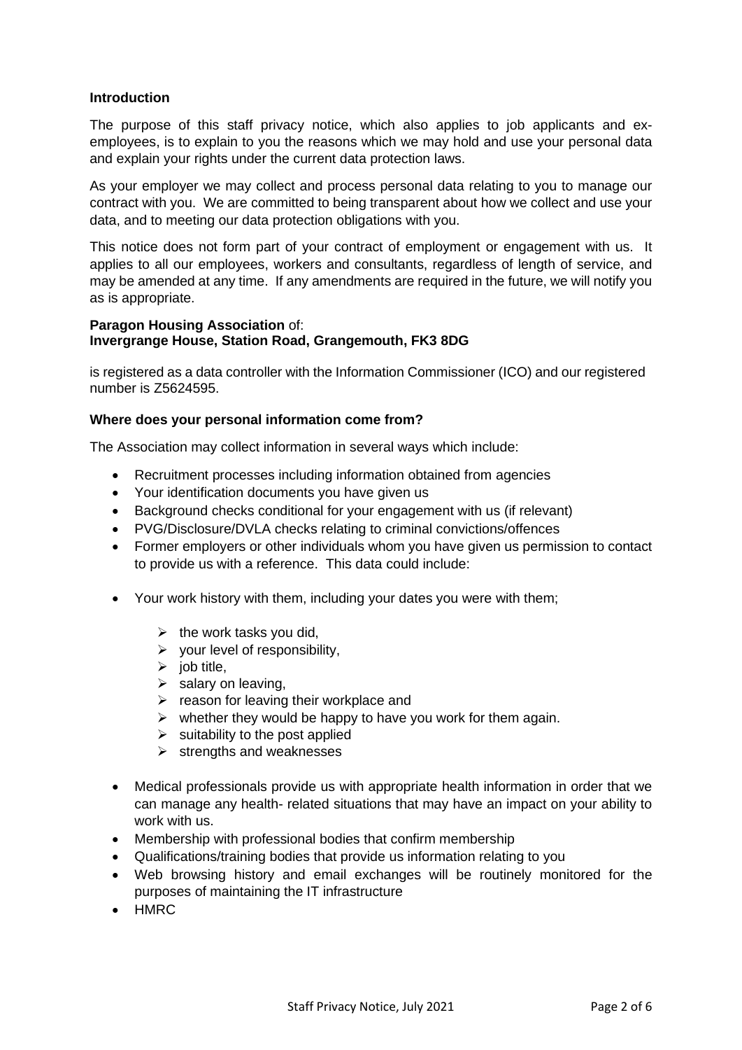## Introduction

The purpose of this staff privacy notice, which also applies to job applicants and ex-employees, is to explain to you the reasons which we may hold and use your personal data and explain your rights under the current data protection laws.

As your employer we may collect and process personal data relating to you to manage our contract with you. We are committed to being transparent about how we collect and use your data, and to meeting our data protection obligations with you.

This notice does not form part of your contract of employment or engagement with us. It applies to all our employees, workers and consultants, regardless of length of service, and may be amended at any time. If any amendments are required in the future, we will notify you as is appropriate.

**Paragon Housing Association** of:
**Invergrange House, Station Road, Grangemouth, FK3 8DG**

is registered as a data controller with the Information Commissioner (ICO) and our registered number is Z5624595.

## Where does your personal information come from?

The Association may collect information in several ways which include:

- Recruitment processes including information obtained from agencies
- Your identification documents you have given us
- Background checks conditional for your engagement with us (if relevant)
- PVG/Disclosure/DVLA checks relating to criminal convictions/offences
- Former employers or other individuals whom you have given us permission to contact to provide us with a reference. This data could include:
- Your work history with them, including your dates you were with them;
    - the work tasks you did,
    - your level of responsibility,
    - job title,
    - salary on leaving,
    - reason for leaving their workplace and
    - whether they would be happy to have you work for them again.
    - suitability to the post applied
    - strengths and weaknesses
- Medical professionals provide us with appropriate health information in order that we can manage any health- related situations that may have an impact on your ability to work with us.
- Membership with professional bodies that confirm membership
- Qualifications/training bodies that provide us information relating to you
- Web browsing history and email exchanges will be routinely monitored for the purposes of maintaining the IT infrastructure
- HMRC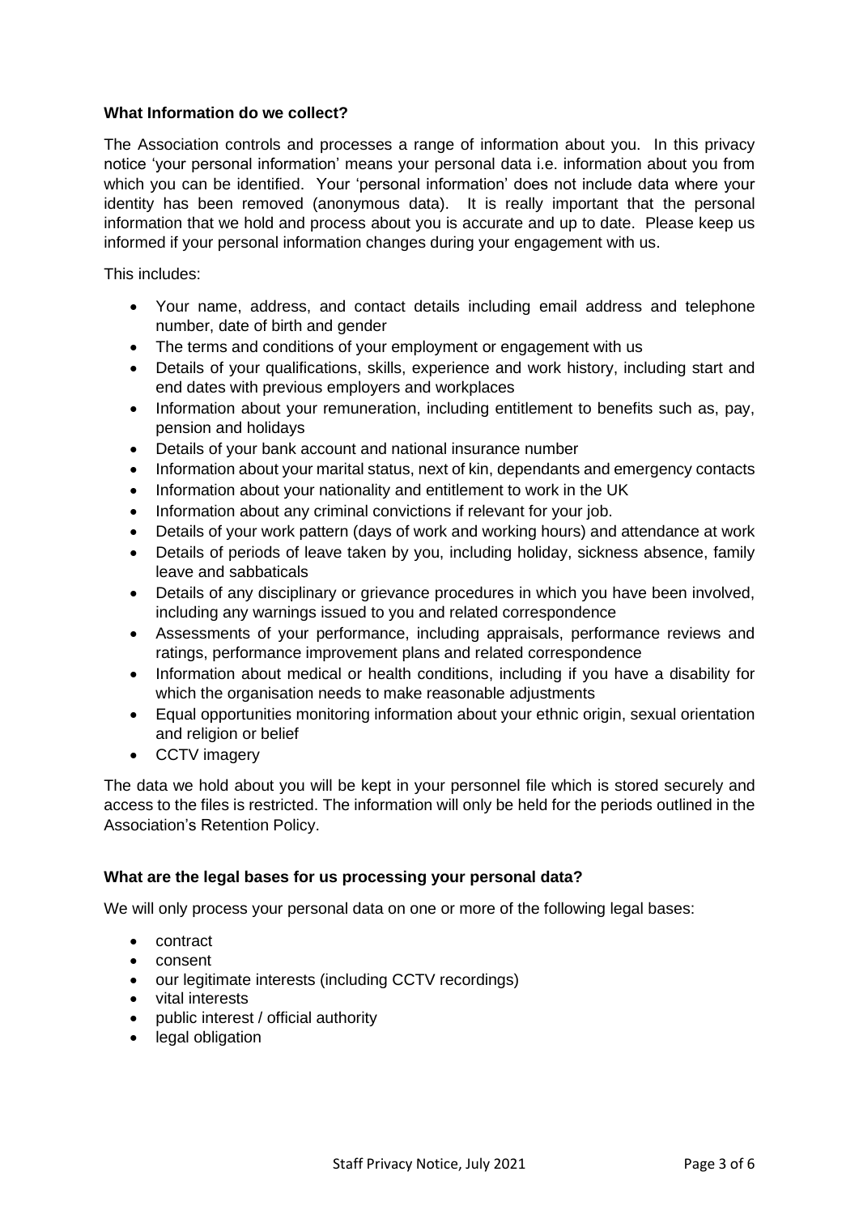**What Information do we collect?**

The Association controls and processes a range of information about you. In this privacy notice 'your personal information' means your personal data i.e. information about you from which you can be identified. Your 'personal information' does not include data where your identity has been removed (anonymous data). It is really important that the personal information that we hold and process about you is accurate and up to date. Please keep us informed if your personal information changes during your engagement with us.

This includes:

- Your name, address, and contact details including email address and telephone number, date of birth and gender
- The terms and conditions of your employment or engagement with us
- Details of your qualifications, skills, experience and work history, including start and end dates with previous employers and workplaces
- Information about your remuneration, including entitlement to benefits such as, pay, pension and holidays
- Details of your bank account and national insurance number
- Information about your marital status, next of kin, dependants and emergency contacts
- Information about your nationality and entitlement to work in the UK
- Information about any criminal convictions if relevant for your job.
- Details of your work pattern (days of work and working hours) and attendance at work
- Details of periods of leave taken by you, including holiday, sickness absence, family leave and sabbaticals
- Details of any disciplinary or grievance procedures in which you have been involved, including any warnings issued to you and related correspondence
- Assessments of your performance, including appraisals, performance reviews and ratings, performance improvement plans and related correspondence
- Information about medical or health conditions, including if you have a disability for which the organisation needs to make reasonable adjustments
- Equal opportunities monitoring information about your ethnic origin, sexual orientation and religion or belief
- CCTV imagery

The data we hold about you will be kept in your personnel file which is stored securely and access to the files is restricted. The information will only be held for the periods outlined in the Association's Retention Policy.

**What are the legal bases for us processing your personal data?**

We will only process your personal data on one or more of the following legal bases:

- contract
- consent
- our legitimate interests (including CCTV recordings)
- vital interests
- public interest / official authority
- legal obligation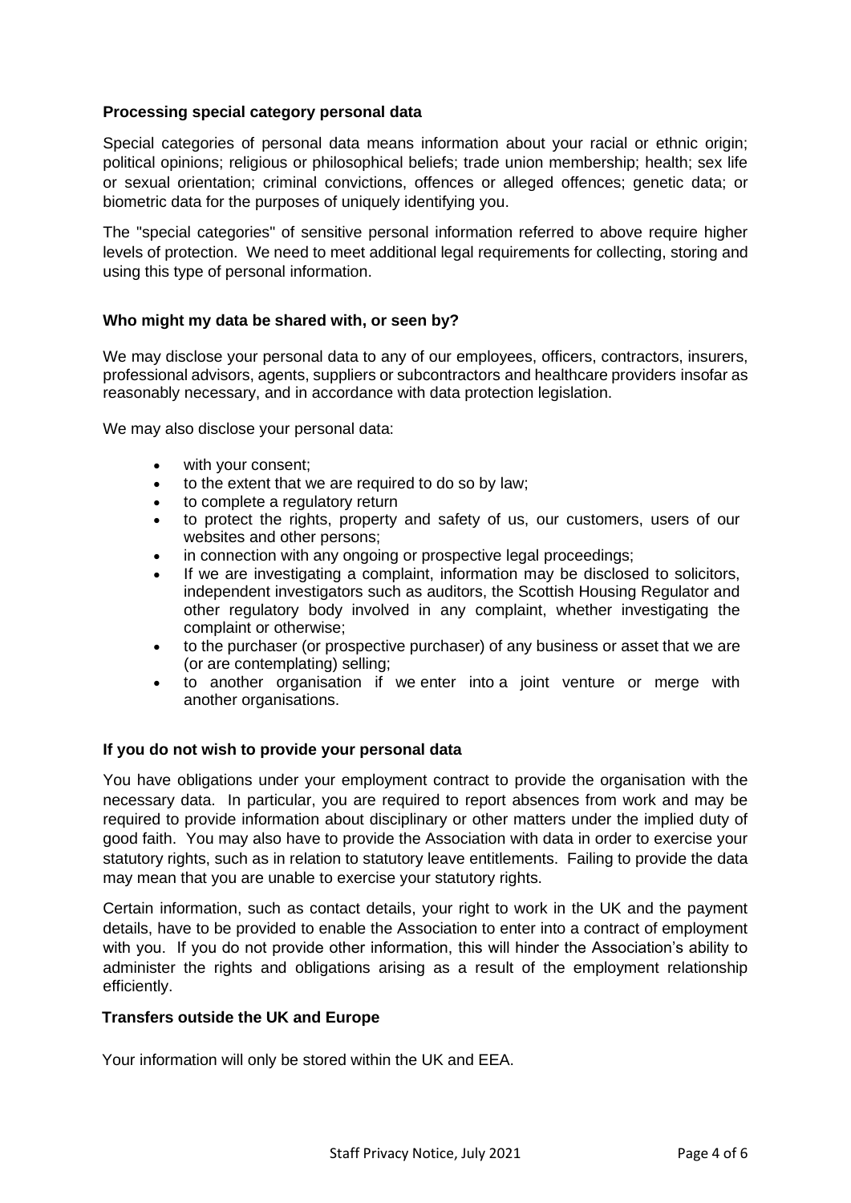### Processing special category personal data

Special categories of personal data means information about your racial or ethnic origin; political opinions; religious or philosophical beliefs; trade union membership; health; sex life or sexual orientation; criminal convictions, offences or alleged offences; genetic data; or biometric data for the purposes of uniquely identifying you.

The "special categories" of sensitive personal information referred to above require higher levels of protection. We need to meet additional legal requirements for collecting, storing and using this type of personal information.

### Who might my data be shared with, or seen by?

We may disclose your personal data to any of our employees, officers, contractors, insurers, professional advisors, agents, suppliers or subcontractors and healthcare providers insofar as reasonably necessary, and in accordance with data protection legislation.

We may also disclose your personal data:

- with your consent;
- to the extent that we are required to do so by law;
- to complete a regulatory return
- to protect the rights, property and safety of us, our customers, users of our websites and other persons;
- in connection with any ongoing or prospective legal proceedings;
- If we are investigating a complaint, information may be disclosed to solicitors, independent investigators such as auditors, the Scottish Housing Regulator and other regulatory body involved in any complaint, whether investigating the complaint or otherwise;
- to the purchaser (or prospective purchaser) of any business or asset that we are (or are contemplating) selling;
- to another organisation if we enter into a joint venture or merge with another organisations.

### If you do not wish to provide your personal data

You have obligations under your employment contract to provide the organisation with the necessary data. In particular, you are required to report absences from work and may be required to provide information about disciplinary or other matters under the implied duty of good faith. You may also have to provide the Association with data in order to exercise your statutory rights, such as in relation to statutory leave entitlements. Failing to provide the data may mean that you are unable to exercise your statutory rights.

Certain information, such as contact details, your right to work in the UK and the payment details, have to be provided to enable the Association to enter into a contract of employment with you. If you do not provide other information, this will hinder the Association's ability to administer the rights and obligations arising as a result of the employment relationship efficiently.

### Transfers outside the UK and Europe

Your information will only be stored within the UK and EEA.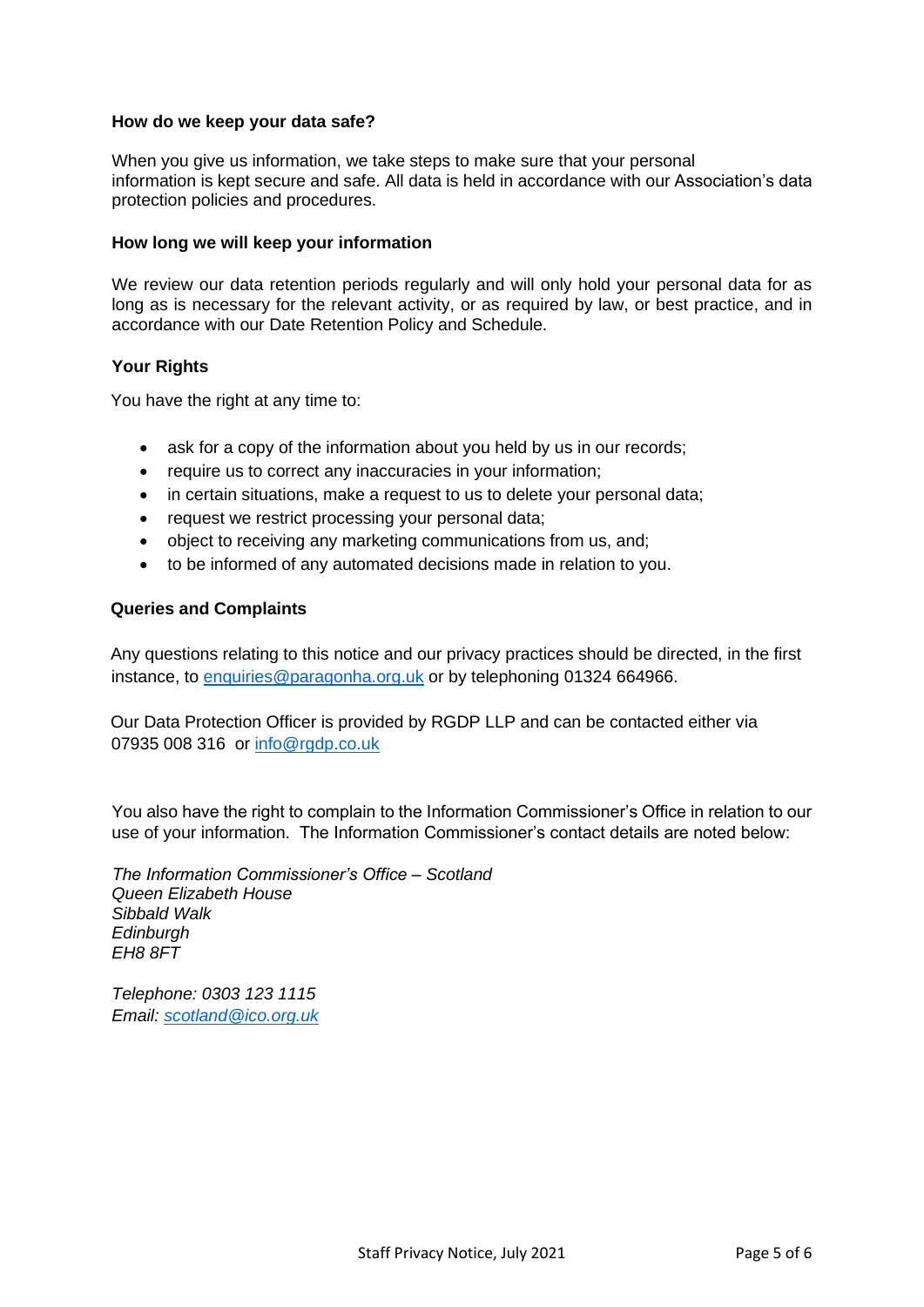**How do we keep your data safe?**

When you give us information, we take steps to make sure that your personal information is kept secure and safe. All data is held in accordance with our Association's data protection policies and procedures.

**How long we will keep your information**

We review our data retention periods regularly and will only hold your personal data for as long as is necessary for the relevant activity, or as required by law, or best practice, and in accordance with our Date Retention Policy and Schedule.

**Your Rights**

You have the right at any time to:

- ask for a copy of the information about you held by us in our records;
- require us to correct any inaccuracies in your information;
- in certain situations, make a request to us to delete your personal data;
- request we restrict processing your personal data;
- object to receiving any marketing communications from us, and;
- to be informed of any automated decisions made in relation to you.

**Queries and Complaints**

Any questions relating to this notice and our privacy practices should be directed, in the first instance, to enquiries@paragonha.org.uk or by telephoning 01324 664966.

Our Data Protection Officer is provided by RGDP LLP and can be contacted either via 07935 008 316 or info@rgdp.co.uk

You also have the right to complain to the Information Commissioner's Office in relation to our use of your information. The Information Commissioner's contact details are noted below:

*The Information Commissioner's Office – Scotland*
*Queen Elizabeth House*
*Sibbald Walk*
*Edinburgh*
*EH8 8FT*

*Telephone: 0303 123 1115*
*Email: scotland@ico.org.uk*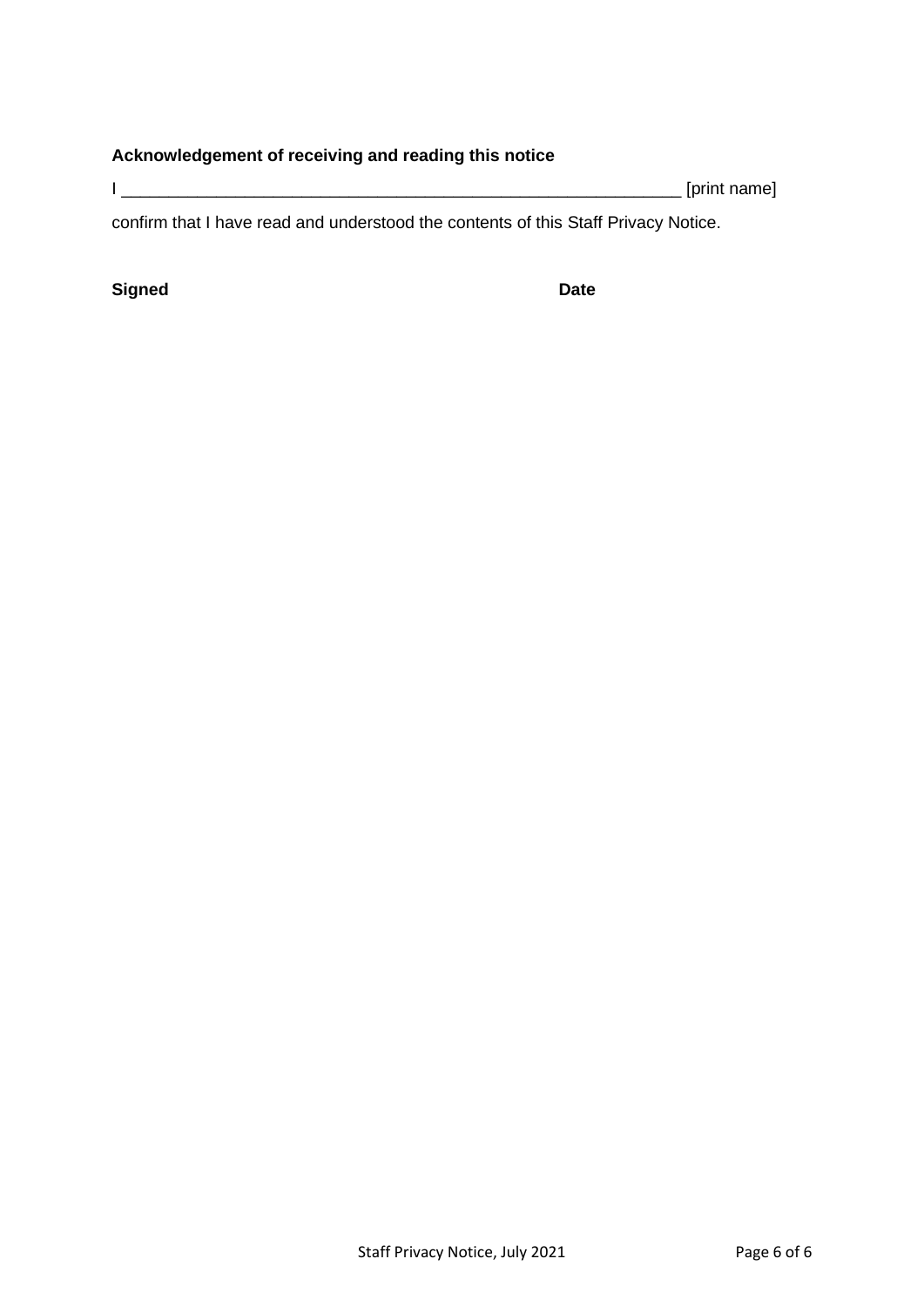**Acknowledgement of receiving and reading this notice**

I ____________________________________________________________ [print name]

confirm that I have read and understood the contents of this Staff Privacy Notice.

**Signed** **Date**